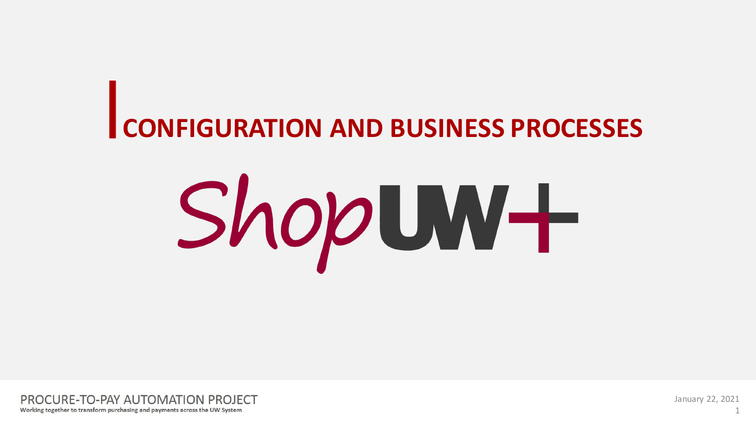# CONFIGURATION AND BUSINESS PROCESSES

ShopUW+

PROCURE-TO-PAY AUTOMATION PROJECT

Working together to transform purchasing and payments across the UW System

January 22, 2021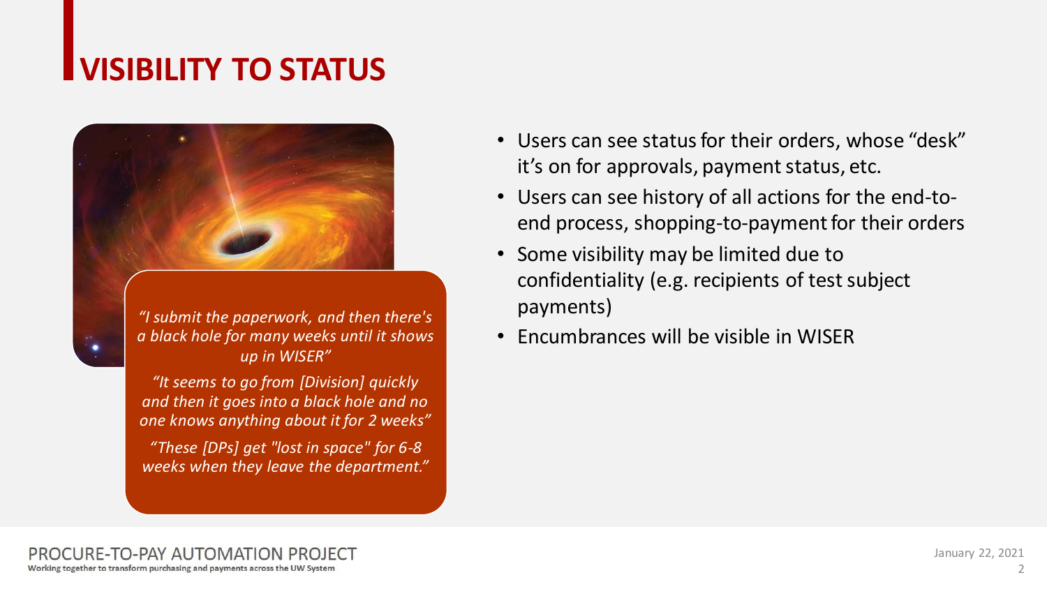# VISIBILITY TO STATUS

*"I submit the paperwork, and then there's a black hole for many weeks until it shows up in WISER"*

*"It seems to go from [Division] quickly and then it goes into a black hole and no one knows anything about it for 2 weeks"*

*"These [DPs] get "lost in space" for 6-8 weeks when they leave the department."*

- Users can see status for their orders, whose "desk" it's on for approvals, payment status, etc.
- Users can see history of all actions for the end-to-end process, shopping-to-payment for their orders
- Some visibility may be limited due to confidentiality (e.g. recipients of test subject payments)
- Encumbrances will be visible in WISER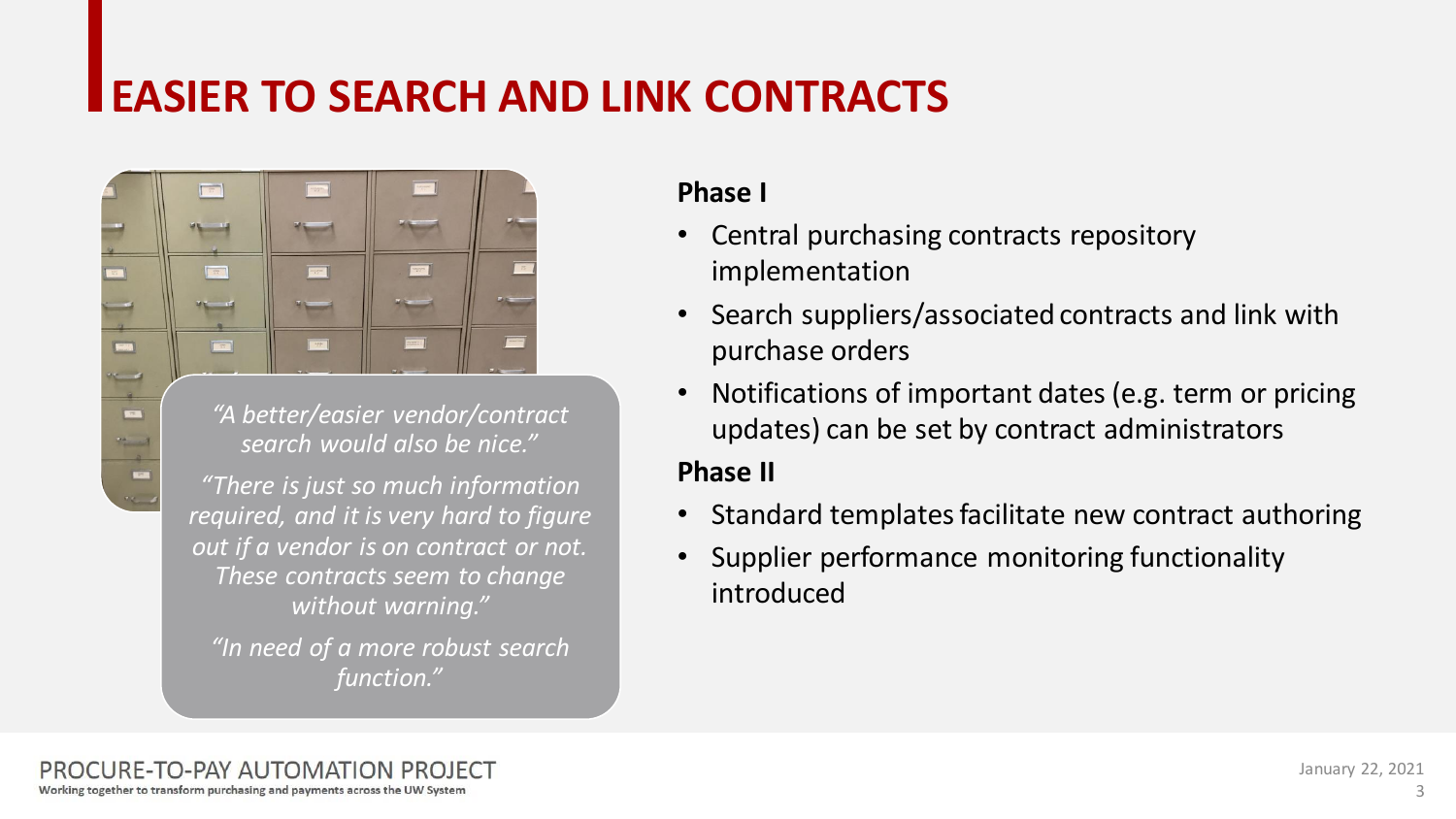# EASIER TO SEARCH AND LINK CONTRACTS

*"A better/easier vendor/contract search would also be nice."*

*"There is just so much information required, and it is very hard to figure out if a vendor is on contract or not. These contracts seem to change without warning."*

*"In need of a more robust search function."*

**Phase I**

- Central purchasing contracts repository implementation
- Search suppliers/associated contracts and link with purchase orders
- Notifications of important dates (e.g. term or pricing updates) can be set by contract administrators

**Phase II**

- Standard templates facilitate new contract authoring
- Supplier performance monitoring functionality introduced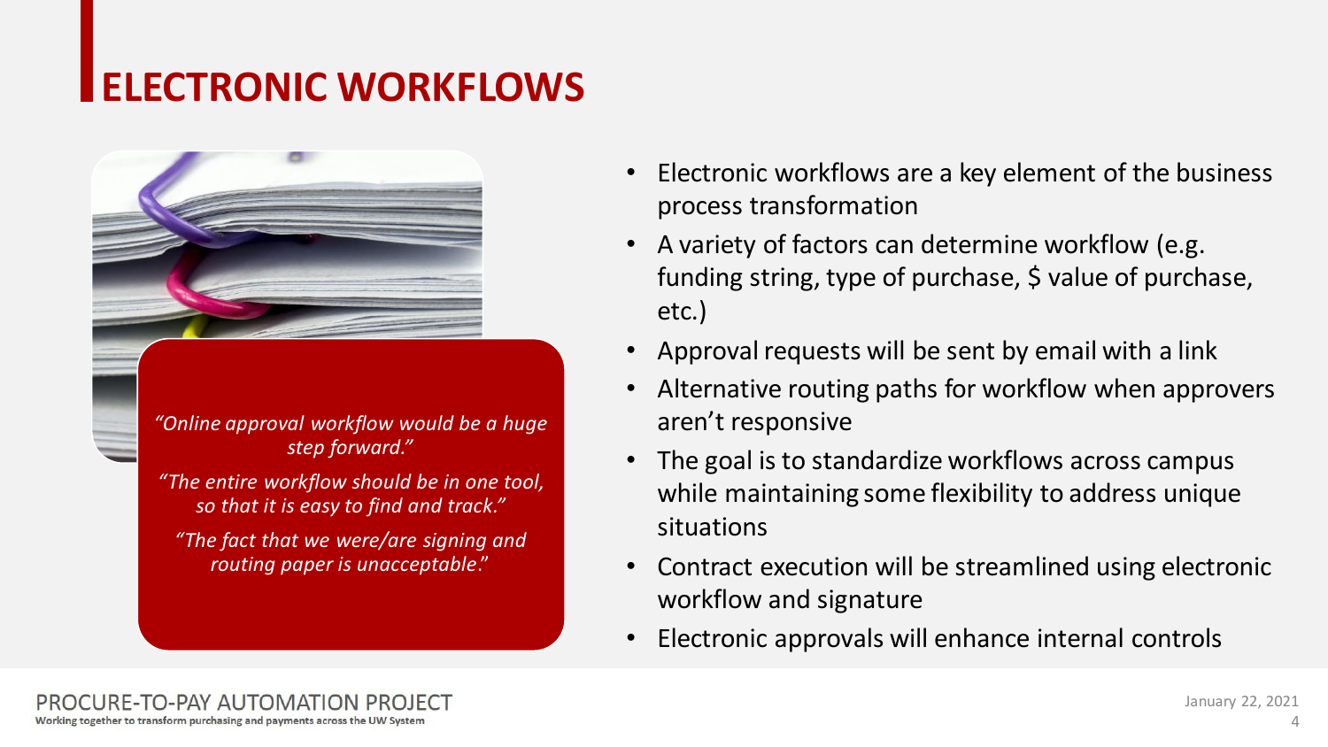# ELECTRONIC WORKFLOWS

*"Online approval workflow would be a huge step forward."*

*"The entire workflow should be in one tool, so that it is easy to find and track."*

*"The fact that we were/are signing and routing paper is unacceptable."*

- Electronic workflows are a key element of the business process transformation
- A variety of factors can determine workflow (e.g. funding string, type of purchase, $ value of purchase, etc.)
- Approval requests will be sent by email with a link
- Alternative routing paths for workflow when approvers aren't responsive
- The goal is to standardize workflows across campus while maintaining some flexibility to address unique situations
- Contract execution will be streamlined using electronic workflow and signature
- Electronic approvals will enhance internal controls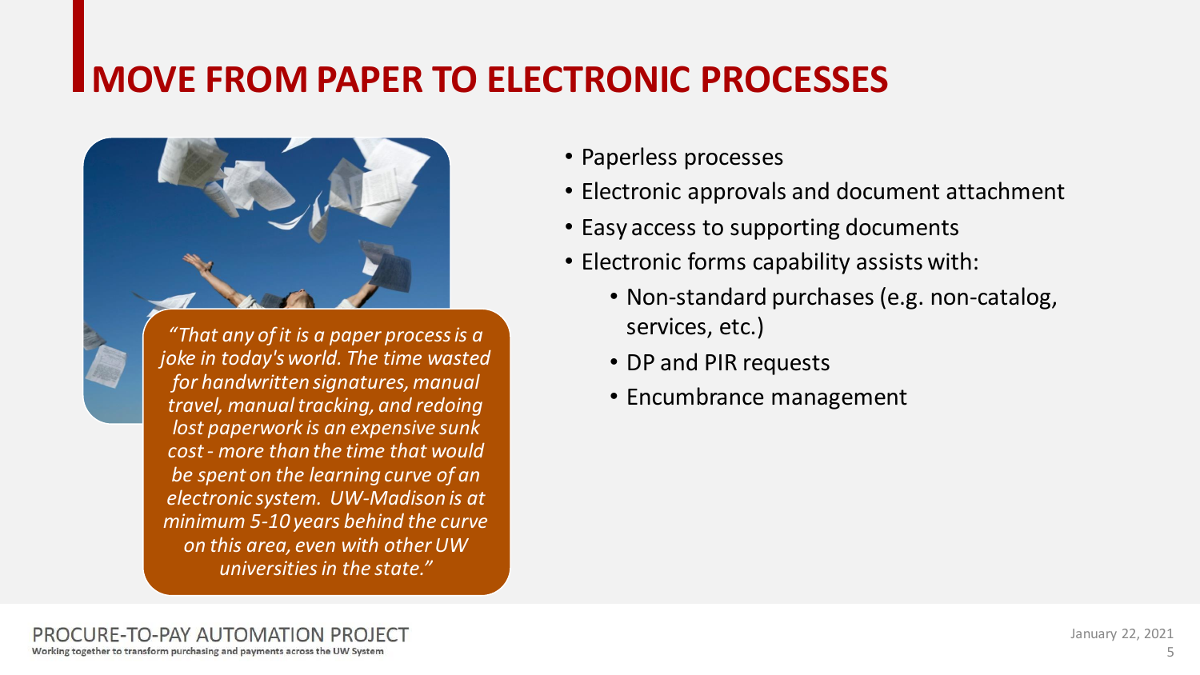# MOVE FROM PAPER TO ELECTRONIC PROCESSES

*"That any of it is a paper process is a joke in today's world. The time wasted for handwritten signatures, manual travel, manual tracking, and redoing lost paperwork is an expensive sunk cost - more than the time that would be spent on the learning curve of an electronic system. UW-Madison is at minimum 5-10 years behind the curve on this area, even with other UW universities in the state."*

- Paperless processes
- Electronic approvals and document attachment
- Easy access to supporting documents
- Electronic forms capability assists with:
  - Non-standard purchases (e.g. non-catalog, services, etc.)
  - DP and PIR requests
  - Encumbrance management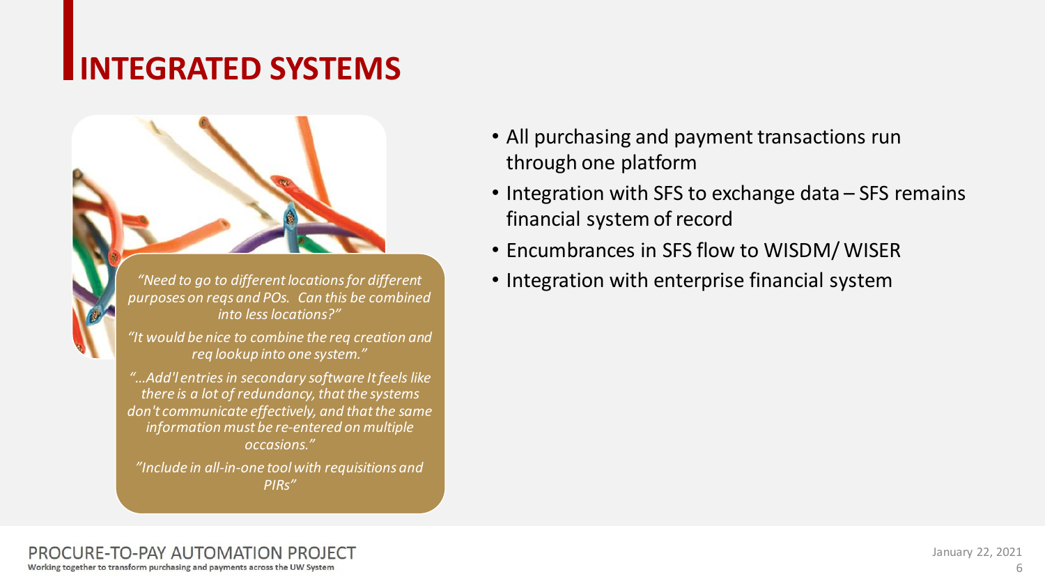# INTEGRATED SYSTEMS

*"Need to go to different locations for different purposes on reqs and POs. Can this be combined into less locations?"*

*"It would be nice to combine the req creation and req lookup into one system."*

*"…Add'l entries in secondary software It feels like there is a lot of redundancy, that the systems don't communicate effectively, and that the same information must be re-entered on multiple occasions."*

*"Include in all-in-one tool with requisitions and PIRs"*

- All purchasing and payment transactions run through one platform
- Integration with SFS to exchange data – SFS remains financial system of record
- Encumbrances in SFS flow to WISDM/ WISER
- Integration with enterprise financial system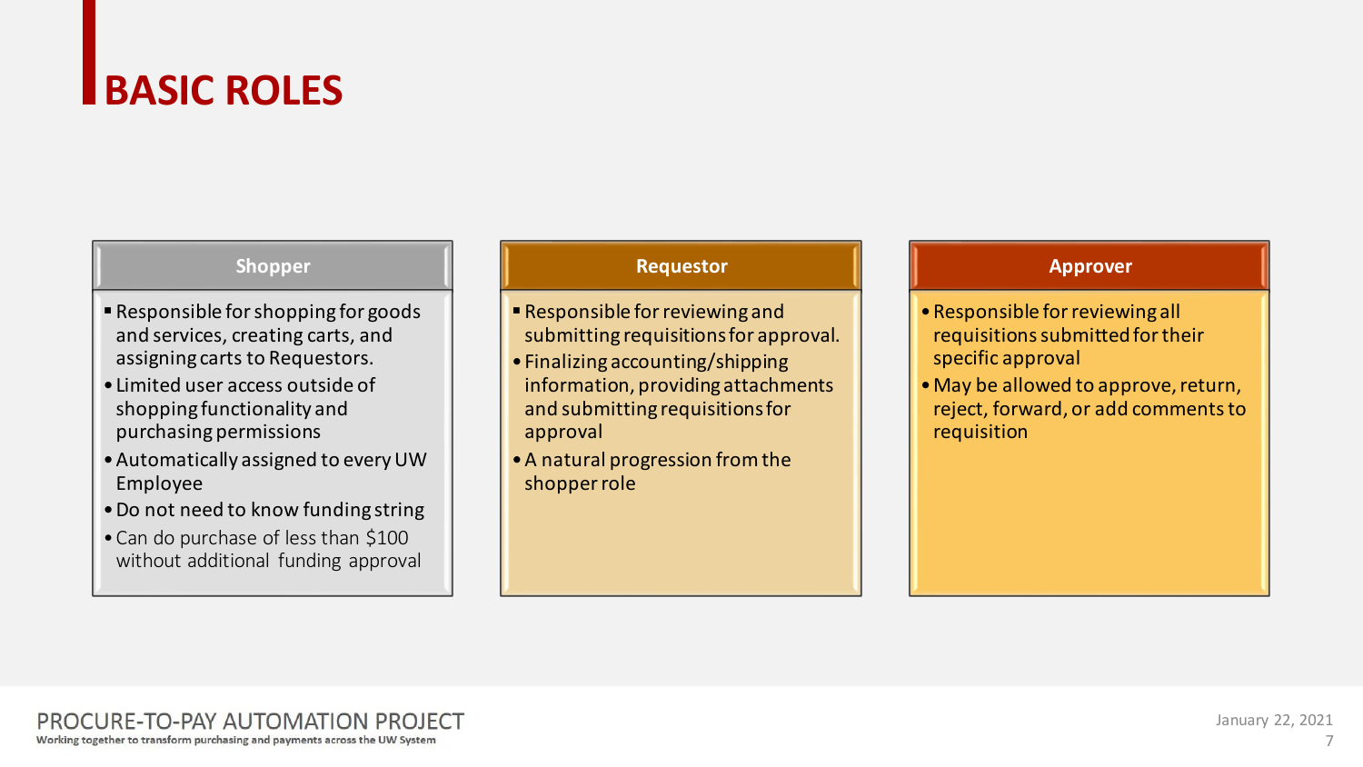# BASIC ROLES

## Shopper

- Responsible for shopping for goods and services, creating carts, and assigning carts to Requestors.
- Limited user access outside of shopping functionality and purchasing permissions
- Automatically assigned to every UW Employee
- Do not need to know funding string
- Can do purchase of less than $100 without additional funding approval

## Requestor

- Responsible for reviewing and submitting requisitions for approval.
- Finalizing accounting/shipping information, providing attachments and submitting requisitions for approval
- A natural progression from the shopper role

## Approver

- Responsible for reviewing all requisitions submitted for their specific approval
- May be allowed to approve, return, reject, forward, or add comments to requisition

PROCURE-TO-PAY AUTOMATION PROJECT

Working together to transform purchasing and payments across the UW System

January 22, 2021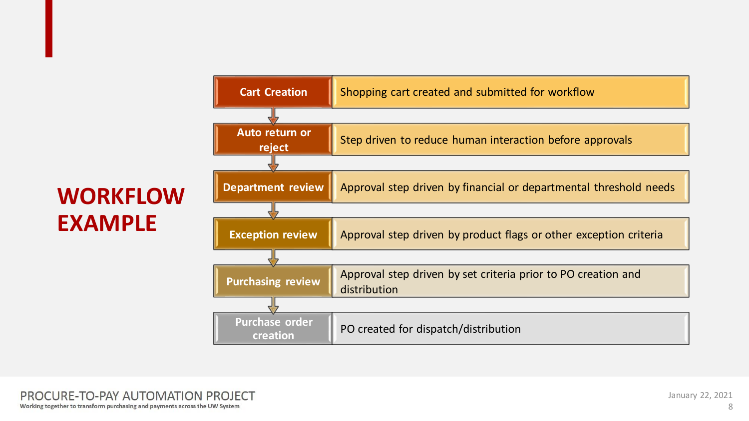# WORKFLOW EXAMPLE

| Step | Description |
| --- | --- |
| Cart Creation | Shopping cart created and submitted for workflow |
| Auto return or reject | Step driven to reduce human interaction before approvals |
| Department review | Approval step driven by financial or departmental threshold needs |
| Exception review | Approval step driven by product flags or other exception criteria |
| Purchasing review | Approval step driven by set criteria prior to PO creation and distribution |
| Purchase order creation | PO created for dispatch/distribution |

PROCURE-TO-PAY AUTOMATION PROJECT
Working together to transform purchasing and payments across the UW System

January 22, 2021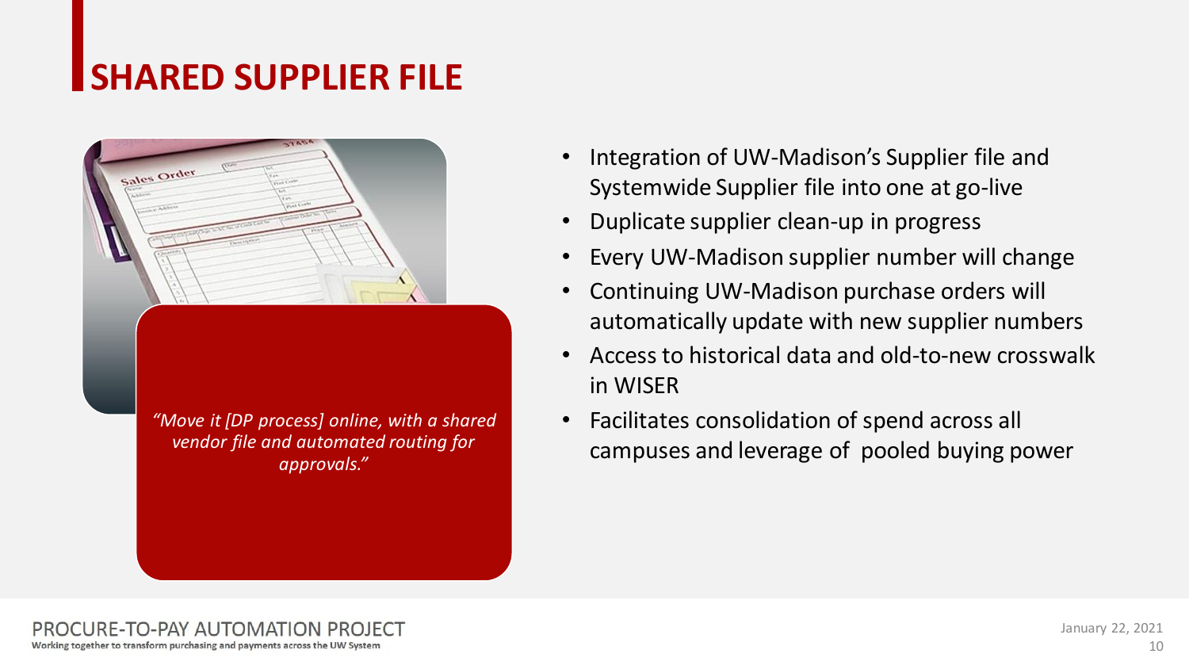# SHARED SUPPLIER FILE

*"Move it [DP process] online, with a shared vendor file and automated routing for approvals."*

- Integration of UW-Madison's Supplier file and Systemwide Supplier file into one at go-live
- Duplicate supplier clean-up in progress
- Every UW-Madison supplier number will change
- Continuing UW-Madison purchase orders will automatically update with new supplier numbers
- Access to historical data and old-to-new crosswalk in WISER
- Facilitates consolidation of spend across all campuses and leverage of pooled buying power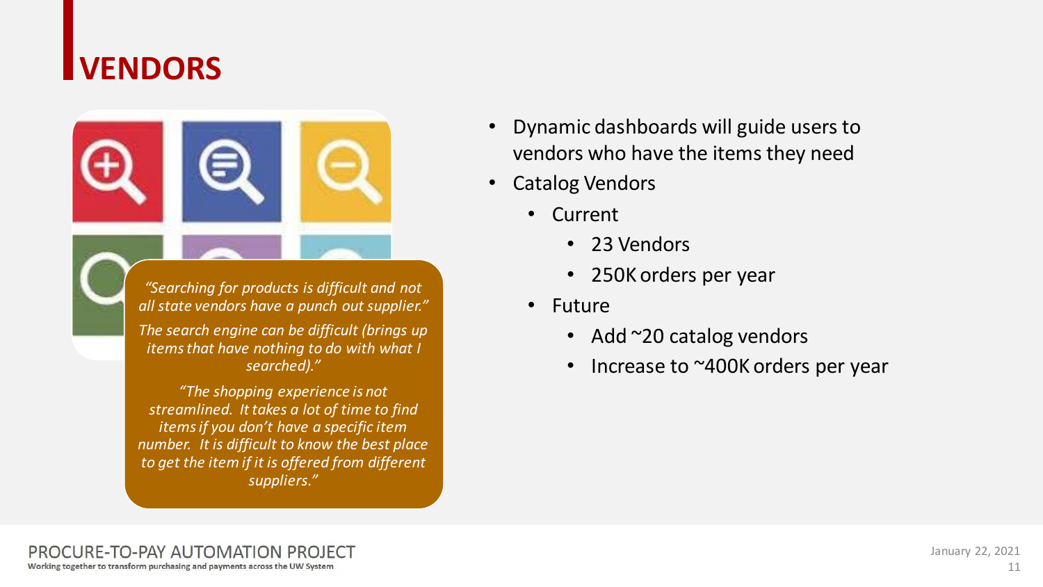# VENDORS

*"Searching for products is difficult and not all state vendors have a punch out supplier."*

*The search engine can be difficult (brings up items that have nothing to do with what I searched)."*

*"The shopping experience is not streamlined. It takes a lot of time to find items if you don't have a specific item number. It is difficult to know the best place to get the item if it is offered from different suppliers."*

- Dynamic dashboards will guide users to vendors who have the items they need
- Catalog Vendors
  - Current
    - 23 Vendors
    - 250K orders per year
  - Future
    - Add ~20 catalog vendors
    - Increase to ~400K orders per year

PROCURE-TO-PAY AUTOMATION PROJECT

Working together to transform purchasing and payments across the UW System

January 22, 2021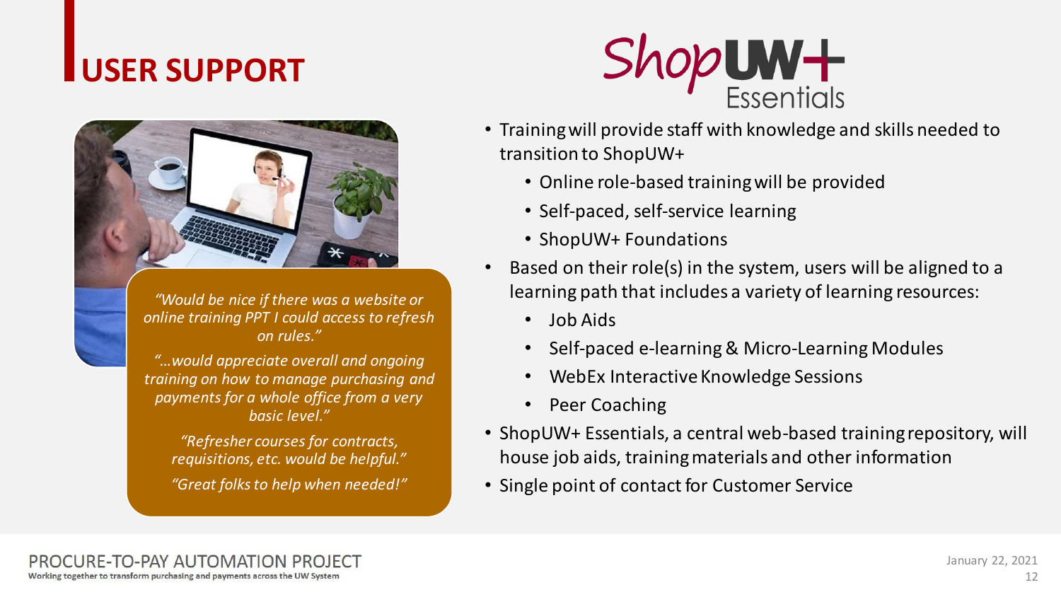# USER SUPPORT

*"Would be nice if there was a website or online training PPT I could access to refresh on rules."*

*"…would appreciate overall and ongoing training on how to manage purchasing and payments for a whole office from a very basic level."*

*"Refresher courses for contracts, requisitions, etc. would be helpful."*

*"Great folks to help when needed!"*

ShopUW+ Essentials

- Training will provide staff with knowledge and skills needed to transition to ShopUW+
  - Online role-based training will be provided
  - Self-paced, self-service learning
  - ShopUW+ Foundations
- Based on their role(s) in the system, users will be aligned to a learning path that includes a variety of learning resources:
  - Job Aids
  - Self-paced e-learning & Micro-Learning Modules
  - WebEx Interactive Knowledge Sessions
  - Peer Coaching
- ShopUW+ Essentials, a central web-based training repository, will house job aids, training materials and other information
- Single point of contact for Customer Service

PROCURE-TO-PAY AUTOMATION PROJECT
Working together to transform purchasing and payments across the UW System

January 22, 2021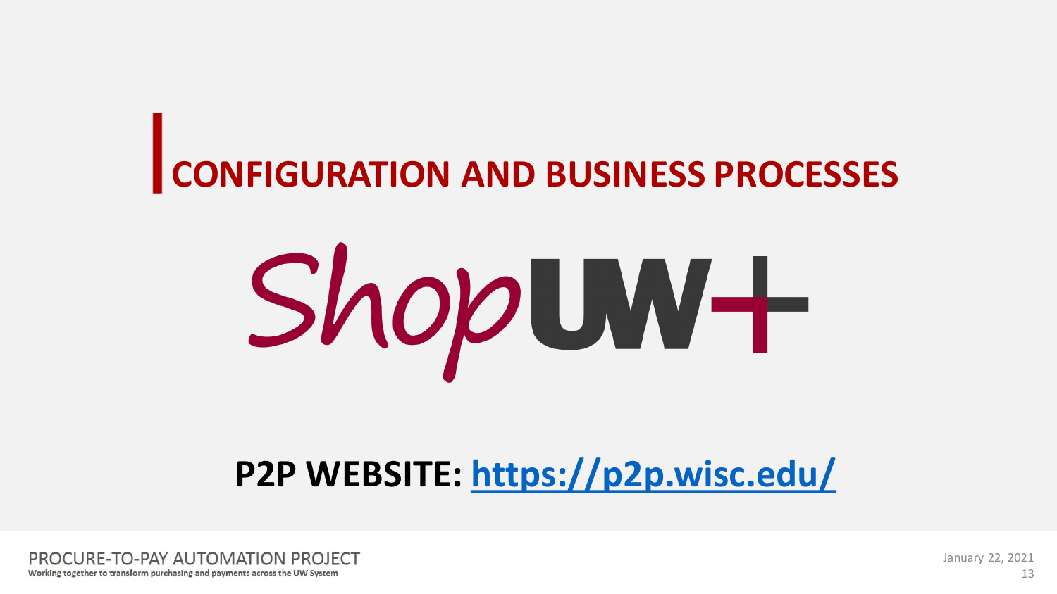# CONFIGURATION AND BUSINESS PROCESSES

ShopUW+

**P2P WEBSITE: https://p2p.wisc.edu/**